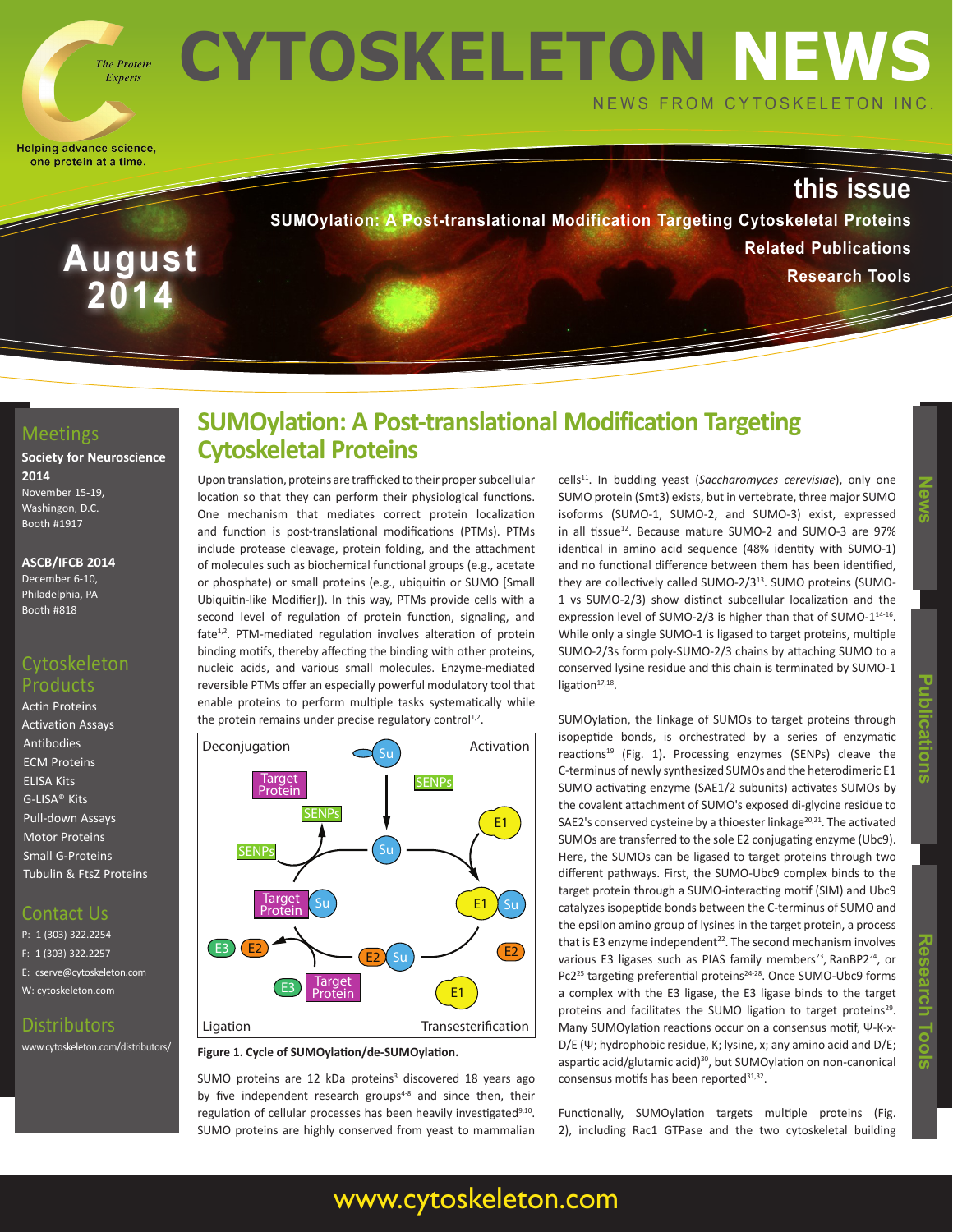# CYTOSKELETON NEWS

NEWS FROM CYTOSKELETON INC.

The Protein Experts

Helping advance science, one protein at a time.

**August 2014**

## this issue

**SUMOylation: A Post-translational Modification Targeting Cytoskeletal Proteins**

**Related Publications**

**Research Tools**

## Meetings

**Society for Neuroscience 2014**
November 15-19,
Washingon, D.C.
Booth #1917

**ASCB/IFCB 2014**
December 6-10,
Philadelphia, PA
Booth #818

## Cytoskeleton Products

- Actin Proteins
- Activation Assays
- Antibodies
- ECM Proteins
- ELISA Kits
- G-LISA® Kits
- Pull-down Assays
- Motor Proteins
- Small G-Proteins
- Tubulin & FtsZ Proteins

## Contact Us

P: 1 (303) 322.2254
F: 1 (303) 322.2257
E: cserve@cytoskeleton.com
W: cytoskeleton.com

## Distributors

www.cytoskeleton.com/distributors/

# SUMOylation: A Post-translational Modification Targeting Cytoskeletal Proteins

Upon translation, proteins are trafficked to their proper subcellular location so that they can perform their physiological functions. One mechanism that mediates correct protein localization and function is post-translational modifications (PTMs). PTMs include protease cleavage, protein folding, and the attachment of molecules such as biochemical functional groups (e.g., acetate or phosphate) or small proteins (e.g., ubiquitin or SUMO [Small Ubiquitin-like Modifier]). In this way, PTMs provide cells with a second level of regulation of protein function, signaling, and fate[1,2]. PTM-mediated regulation involves alteration of protein binding motifs, thereby affecting the binding with other proteins, nucleic acids, and various small molecules. Enzyme-mediated reversible PTMs offer an especially powerful modulatory tool that enable proteins to perform multiple tasks systematically while the protein remains under precise regulatory control[1,2].

**Figure 1. Cycle of SUMOylation/de-SUMOylation.**

SUMO proteins are 12 kDa proteins[3] discovered 18 years ago by five independent research groups[4-8] and since then, their regulation of cellular processes has been heavily investigated[9,10]. SUMO proteins are highly conserved from yeast to mammalian cells[11]. In budding yeast (*Saccharomyces cerevisiae*), only one SUMO protein (Smt3) exists, but in vertebrate, three major SUMO isoforms (SUMO-1, SUMO-2, and SUMO-3) exist, expressed in all tissue[12]. Because mature SUMO-2 and SUMO-3 are 97% identical in amino acid sequence (48% identity with SUMO-1) and no functional difference between them has been identified, they are collectively called SUMO-2/3[13]. SUMO proteins (SUMO-1 vs SUMO-2/3) show distinct subcellular localization and the expression level of SUMO-2/3 is higher than that of SUMO-1[14-16]. While only a single SUMO-1 is ligased to target proteins, multiple SUMO-2/3s form poly-SUMO-2/3 chains by attaching SUMO to a conserved lysine residue and this chain is terminated by SUMO-1 ligation[17,18].

SUMOylation, the linkage of SUMOs to target proteins through isopeptide bonds, is orchestrated by a series of enzymatic reactions[19] (Fig. 1). Processing enzymes (SENPs) cleave the C-terminus of newly synthesized SUMOs and the heterodimeric E1 SUMO activating enzyme (SAE1/2 subunits) activates SUMOs by the covalent attachment of SUMO's exposed di-glycine residue to SAE2's conserved cysteine by a thioester linkage[20,21]. The activated SUMOs are transferred to the sole E2 conjugating enzyme (Ubc9). Here, the SUMOs can be ligased to target proteins through two different pathways. First, the SUMO-Ubc9 complex binds to the target protein through a SUMO-interacting motif (SIM) and Ubc9 catalyzes isopeptide bonds between the C-terminus of SUMO and the epsilon amino group of lysines in the target protein, a process that is E3 enzyme independent[22]. The second mechanism involves various E3 ligases such as PIAS family members[23], RanBP2[24], or Pc2[25] targeting preferential proteins[24-28]. Once SUMO-Ubc9 forms a complex with the E3 ligase, the E3 ligase binds to the target proteins and facilitates the SUMO ligation to target proteins[29]. Many SUMOylation reactions occur on a consensus motif, Ψ-K-x-D/E (Ψ; hydrophobic residue, K; lysine, x; any amino acid and D/E; aspartic acid/glutamic acid)[30], but SUMOylation on non-canonical consensus motifs has been reported[31,32].

Functionally, SUMOylation targets multiple proteins (Fig. 2), including Rac1 GTPase and the two cytoskeletal building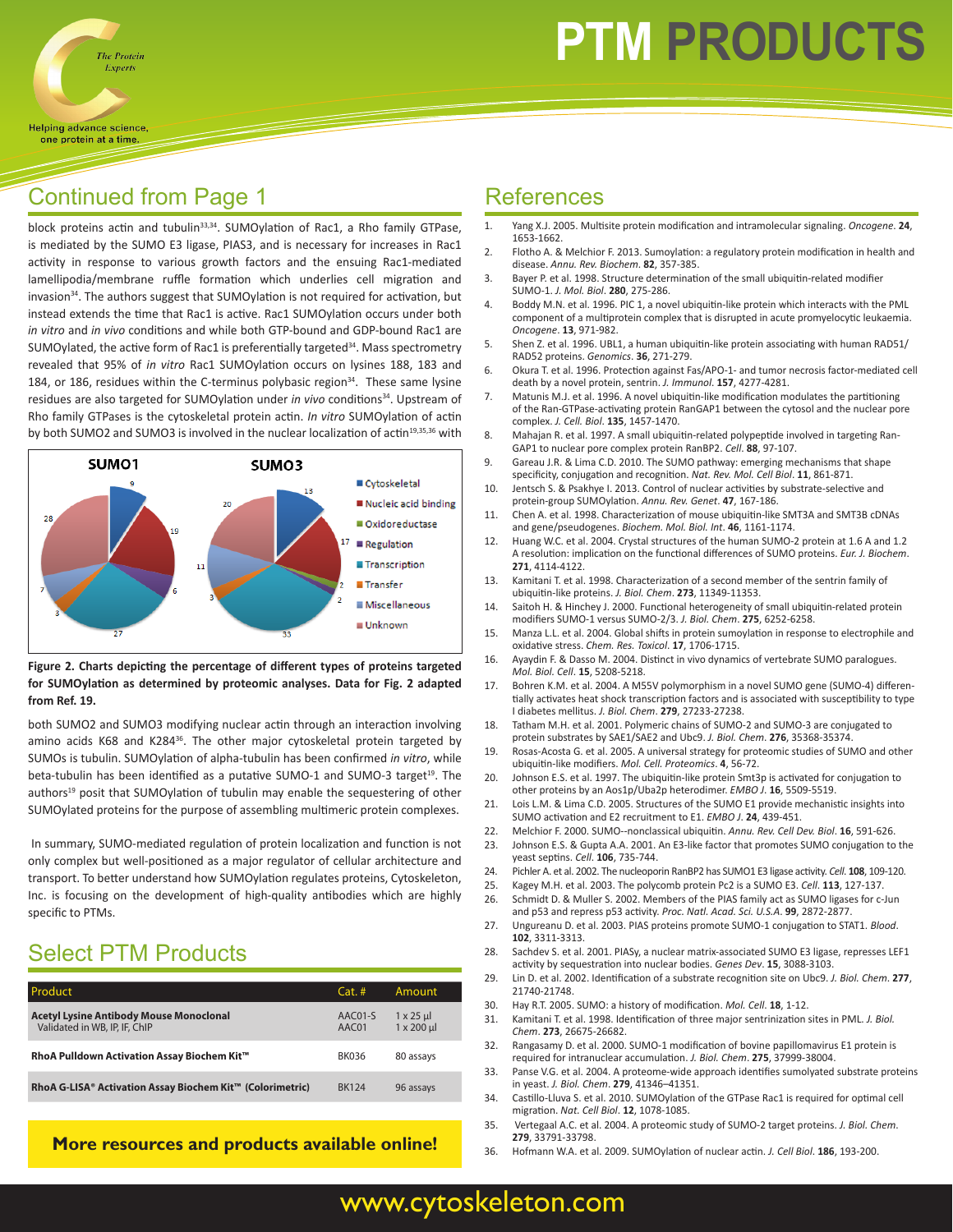# PTM PRODUCTS

## Continued from Page 1

block proteins actin and tubulin[33,34]. SUMOylation of Rac1, a Rho family GTPase, is mediated by the SUMO E3 ligase, PIAS3, and is necessary for increases in Rac1 activity in response to various growth factors and the ensuing Rac1-mediated lamellipodia/membrane ruffle formation which underlies cell migration and invasion[34]. The authors suggest that SUMOylation is not required for activation, but instead extends the time that Rac1 is active. Rac1 SUMOylation occurs under both *in vitro* and *in vivo* conditions and while both GTP-bound and GDP-bound Rac1 are SUMOylated, the active form of Rac1 is preferentially targeted[34]. Mass spectrometry revealed that 95% of *in vitro* Rac1 SUMOylation occurs on lysines 188, 183 and 184, or 186, residues within the C-terminus polybasic region[34]. These same lysine residues are also targeted for SUMOylation under *in vivo* conditions[34]. Upstream of Rho family GTPases is the cytoskeletal protein actin. *In vitro* SUMOylation of actin by both SUMO2 and SUMO3 is involved in the nuclear localization of actin[19,35,36] with

SUMO1
9
19
6
27
3
7
28

SUMO3
13
17
2
2
33
3
11
20

Cytoskeletal
Nucleic acid binding
Oxidoreductase
Regulation
Transcription
Transfer
Miscellaneous
Unknown

**Figure 2. Charts depicting the percentage of different types of proteins targeted for SUMOylation as determined by proteomic analyses. Data for Fig. 2 adapted from Ref. 19.**

both SUMO2 and SUMO3 modifying nuclear actin through an interaction involving amino acids K68 and K284[36]. The other major cytoskeletal protein targeted by SUMOs is tubulin. SUMOylation of alpha-tubulin has been confirmed *in vitro*, while beta-tubulin has been identified as a putative SUMO-1 and SUMO-3 target[19]. The authors[19] posit that SUMOylation of tubulin may enable the sequestering of other SUMOylated proteins for the purpose of assembling multimeric protein complexes.

In summary, SUMO-mediated regulation of protein localization and function is not only complex but well-positioned as a major regulator of cellular architecture and transport. To better understand how SUMOylation regulates proteins, Cytoskeleton, Inc. is focusing on the development of high-quality antibodies which are highly specific to PTMs.

## Select PTM Products

| Product | Cat. # | Amount |
|---|---|---|
| **Acetyl Lysine Antibody Mouse Monoclonal** Validated in WB, IP, IF, ChIP | AAC01-S AAC01 | 1 x 25 µl 1 x 200 µl |
| **RhoA Pulldown Activation Assay Biochem Kit™** | BK036 | 80 assays |
| **RhoA G-LISA® Activation Assay Biochem Kit™ (Colorimetric)** | BK124 | 96 assays |

**More resources and products available online!**

## References

1. Yang X.J. 2005. Multisite protein modification and intramolecular signaling. *Oncogene*. **24**, 1653-1662.
2. Flotho A. & Melchior F. 2013. Sumoylation: a regulatory protein modification in health and disease. *Annu. Rev. Biochem*. **82**, 357-385.
3. Bayer P. et al. 1998. Structure determination of the small ubiquitin-related modifier SUMO-1. *J. Mol. Biol*. **280**, 275-286.
4. Boddy M.N. et al. 1996. PIC 1, a novel ubiquitin-like protein which interacts with the PML component of a multiprotein complex that is disrupted in acute promyelocytic leukaemia. *Oncogene*. **13**, 971-982.
5. Shen Z. et al. 1996. UBL1, a human ubiquitin-like protein associating with human RAD51/RAD52 proteins. *Genomics*. **36**, 271-279.
6. Okura T. et al. 1996. Protection against Fas/APO-1- and tumor necrosis factor-mediated cell death by a novel protein, sentrin. *J. Immunol*. **157**, 4277-4281.
7. Matunis M.J. et al. 1996. A novel ubiquitin-like modification modulates the partitioning of the Ran-GTPase-activating protein RanGAP1 between the cytosol and the nuclear pore complex. *J. Cell. Biol*. **135**, 1457-1470.
8. Mahajan R. et al. 1997. A small ubiquitin-related polypeptide involved in targeting Ran-GAP1 to nuclear pore complex protein RanBP2. *Cell*. **88**, 97-107.
9. Gareau J.R. & Lima C.D. 2010. The SUMO pathway: emerging mechanisms that shape specificity, conjugation and recognition. *Nat. Rev. Mol. Cell Biol*. **11**, 861-871.
10. Jentsch S. & Psakhye I. 2013. Control of nuclear activities by substrate-selective and protein-group SUMOylation. *Annu. Rev. Genet*. **47**, 167-186.
11. Chen A. et al. 1998. Characterization of mouse ubiquitin-like SMT3A and SMT3B cDNAs and gene/pseudogenes. *Biochem. Mol. Biol. Int*. **46**, 1161-1174.
12. Huang W.C. et al. 2004. Crystal structures of the human SUMO-2 protein at 1.6 A and 1.2 A resolution: implication on the functional differences of SUMO proteins. *Eur. J. Biochem*. **271**, 4114-4122.
13. Kamitani T. et al. 1998. Characterization of a second member of the sentrin family of ubiquitin-like proteins. *J. Biol. Chem*. **273**, 11349-11353.
14. Saitoh H. & Hinchey J. 2000. Functional heterogeneity of small ubiquitin-related protein modifiers SUMO-1 versus SUMO-2/3. *J. Biol. Chem*. **275**, 6252-6258.
15. Manza L.L. et al. 2004. Global shifts in protein sumoylation in response to electrophile and oxidative stress. *Chem. Res. Toxicol*. **17**, 1706-1715.
16. Ayaydin F. & Dasso M. 2004. Distinct in vivo dynamics of vertebrate SUMO paralogues. *Mol. Biol. Cell*. **15**, 5208-5218.
17. Bohren K.M. et al. 2004. A M55V polymorphism in a novel SUMO gene (SUMO-4) differentially activates heat shock transcription factors and is associated with susceptibility to type I diabetes mellitus. *J. Biol. Chem*. **279**, 27233-27238.
18. Tatham M.H. et al. 2001. Polymeric chains of SUMO-2 and SUMO-3 are conjugated to protein substrates by SAE1/SAE2 and Ubc9. *J. Biol. Chem*. **276**, 35368-35374.
19. Rosas-Acosta G. et al. 2005. A universal strategy for proteomic studies of SUMO and other ubiquitin-like modifiers. *Mol. Cell. Proteomics*. **4**, 56-72.
20. Johnson E.S. et al. 1997. The ubiquitin-like protein Smt3p is activated for conjugation to other proteins by an Aos1p/Uba2p heterodimer. *EMBO J*. **16**, 5509-5519.
21. Lois L.M. & Lima C.D. 2005. Structures of the SUMO E1 provide mechanistic insights into SUMO activation and E2 recruitment to E1. *EMBO J*. **24**, 439-451.
22. Melchior F. 2000. SUMO--nonclassical ubiquitin. *Annu. Rev. Cell Dev. Biol*. **16**, 591-626.
23. Johnson E.S. & Gupta A.A. 2001. An E3-like factor that promotes SUMO conjugation to the yeast septins. *Cell*. **106**, 735-744.
24. Pichler A. et al. 2002. The nucleoporin RanBP2 has SUMO1 E3 ligase activity. *Cell*. **108**, 109-120.
25. Kagey M.H. et al. 2003. The polycomb protein Pc2 is a SUMO E3. *Cell*. **113**, 127-137.
26. Schmidt D. & Muller S. 2002. Members of the PIAS family act as SUMO ligases for c-Jun and p53 and repress p53 activity. *Proc. Natl. Acad. Sci. U.S.A*. **99**, 2872-2877.
27. Ungureanu D. et al. 2003. PIAS proteins promote SUMO-1 conjugation to STAT1. *Blood*. **102**, 3311-3313.
28. Sachdev S. et al. 2001. PIASy, a nuclear matrix-associated SUMO E3 ligase, represses LEF1 activity by sequestration into nuclear bodies. *Genes Dev*. **15**, 3088-3103.
29. Lin D. et al. 2002. Identification of a substrate recognition site on Ubc9. *J. Biol. Chem*. **277**, 21740-21748.
30. Hay R.T. 2005. SUMO: a history of modification. *Mol. Cell*. **18**, 1-12.
31. Kamitani T. et al. 1998. Identification of three major sentrinization sites in PML. *J. Biol. Chem*. **273**, 26675-26682.
32. Rangasamy D. et al. 2000. SUMO-1 modification of bovine papillomavirus E1 protein is required for intranuclear accumulation. *J. Biol. Chem*. **275**, 37999-38004.
33. Panse V.G. et al. 2004. A proteome-wide approach identifies sumolyated substrate proteins in yeast. *J. Biol. Chem*. **279**, 41346–41351.
34. Castillo-Lluva S. et al. 2010. SUMOylation of the GTPase Rac1 is required for optimal cell migration. *Nat. Cell Biol*. **12**, 1078-1085.
35. Vertegaal A.C. et al. 2004. A proteomic study of SUMO-2 target proteins. *J. Biol. Chem*. **279**, 33791-33798.
36. Hofmann W.A. et al. 2009. SUMOylation of nuclear actin. *J. Cell Biol*. **186**, 193-200.

www.cytoskeleton.com